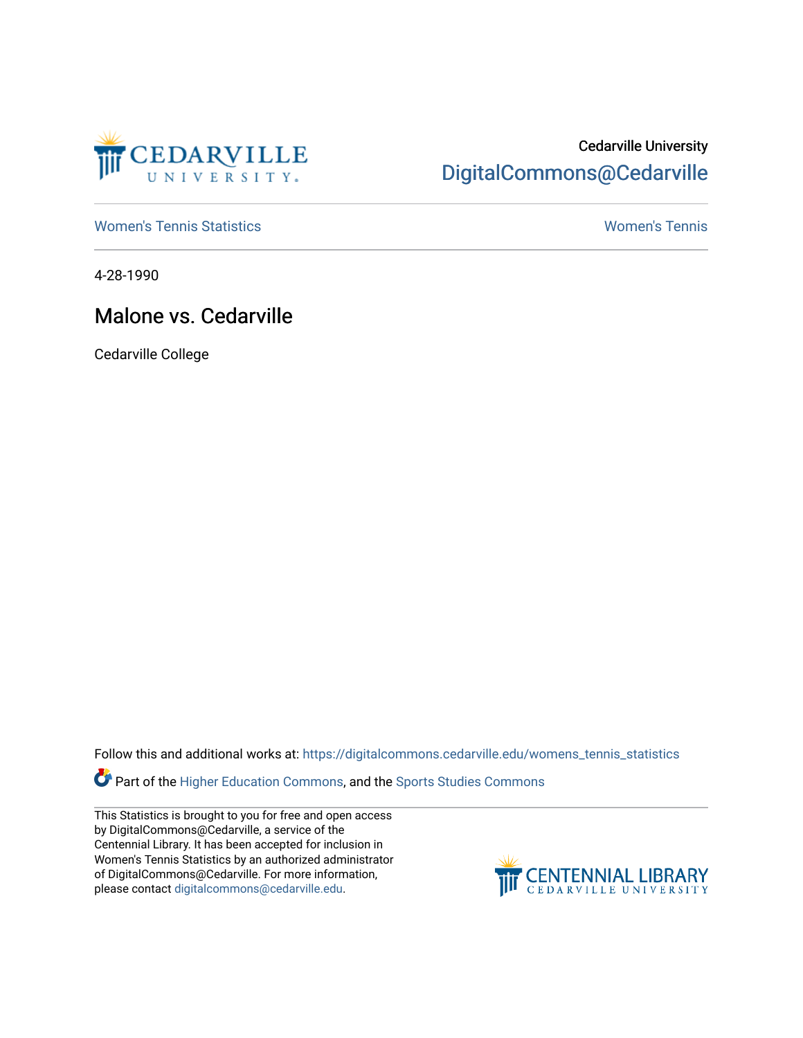Cedarville University
DigitalCommons@Cedarville

Women's Tennis Statistics | Women's Tennis

4-28-1990

# Malone vs. Cedarville

Cedarville College

Follow this and additional works at: https://digitalcommons.cedarville.edu/womens_tennis_statistics

Part of the Higher Education Commons, and the Sports Studies Commons

This Statistics is brought to you for free and open access by DigitalCommons@Cedarville, a service of the Centennial Library. It has been accepted for inclusion in Women's Tennis Statistics by an authorized administrator of DigitalCommons@Cedarville. For more information, please contact digitalcommons@cedarville.edu.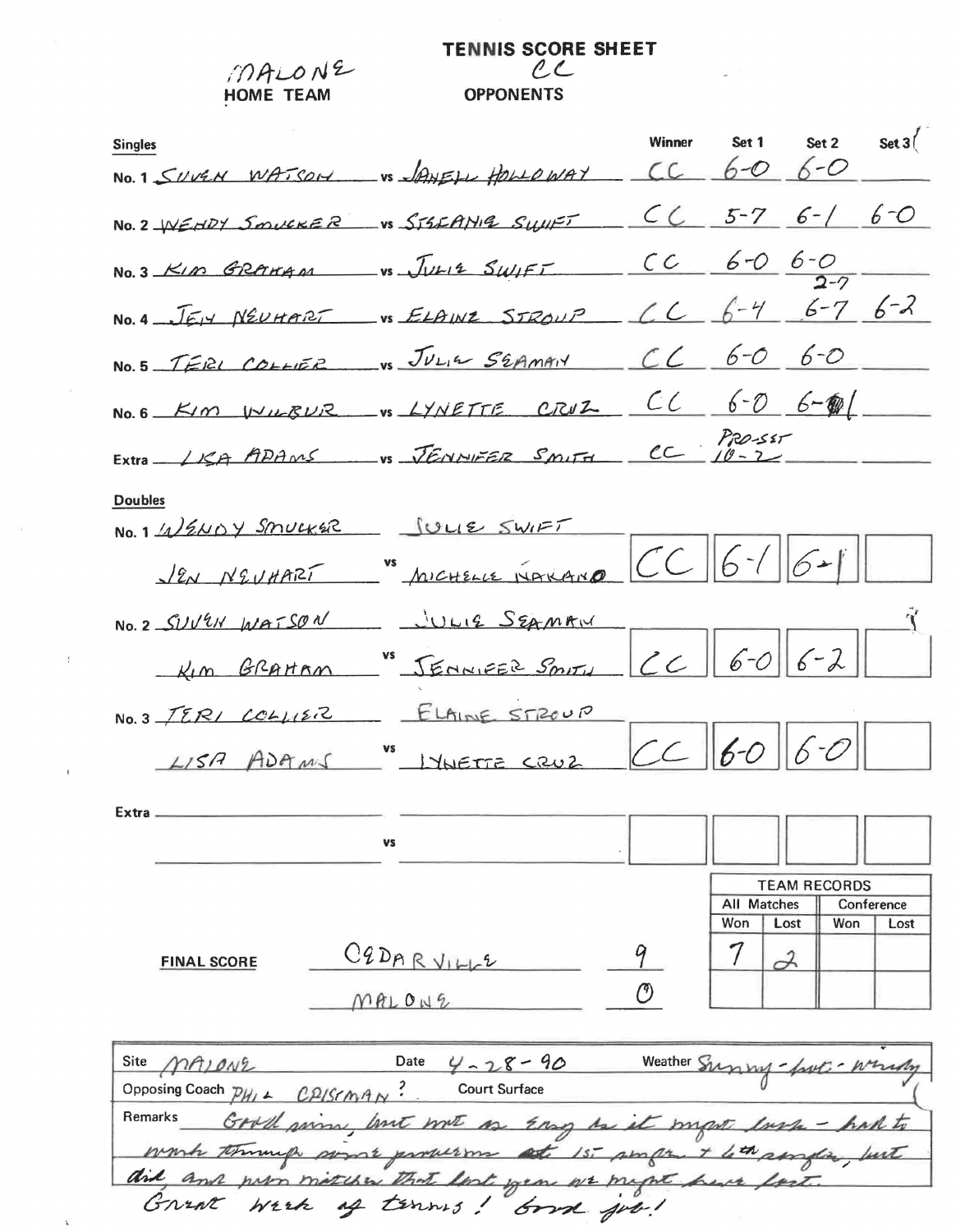# TENNIS SCORE SHEET

MALONE
HOME TEAM

CC
OPPONENTS

## Singles

| Singles | | Winner | Set 1 | Set 2 | Set 3 |
|---|---|---|---|---|---|
| No. 1 SUVEN WATSON | vs JANELL HOLLOWAY | CC | 6-0 | 6-0 | |
| No. 2 WENDY SMUCKER | vs STEFANIE SWIFT | CC | 5-7 | 6-1 | 6-0 |
| No. 3 KIM GRAHAM | vs JULIE SWIFT | CC | 6-0 | 6-0 | |
| No. 4 JEN NEUHART | vs ELAINE STROUP | CC | 6-4 | 6-7 (2-7) | 6-2 |
| No. 5 TERI COLLIER | vs JULIE SEAMAN | CC | 6-0 | 6-0 | |
| No. 6 KIM WILBUR | vs LYNETTE CRUZ | CC | 6-0 | 6-1 | |
| Extra LISA ADAMS | vs JENNIFER SMITH | CC | PRO-SET 10-2 | | |

## Doubles

| Doubles | | Winner | Set 1 | Set 2 | Set 3 |
|---|---|---|---|---|---|
| No. 1 WENDY SMUCKER / JEN NEUHART | vs JULIE SWIFT / MICHELLE NAKANO | CC | 6-1 | 6-1 | |
| No. 2 SUVEN WATSON / KIM GRAHAM | vs JULIE SEAMAN / JENNIFER SMITH | CC | 6-0 | 6-2 | |
| No. 3 TERI COLLIER / LISA ADAMS | vs ELAINE STROUP / LYNETTE CRUZ | CC | 6-0 | 6-0 | |
| Extra | vs | | | | |

**FINAL SCORE**

| | |
|---|---|
| CEDARVILLE | 9 |
| MALONE | 0 |

| TEAM RECORDS | | | |
|---|---|---|---|
| All Matches | | Conference | |
| Won | Lost | Won | Lost |
| 7 | 2 | | |

Site: MALONE  Date: 4-28-90  Weather: Sunny - hot - windy

Opposing Coach: PHIL CRISMAN?  Court Surface:

Remarks: Good win, but not as easy as it might look - had to work through some problems at 1st singles + 6th singles, but did and won matches that last year we might have lost.
Great week of tennis! Good job!